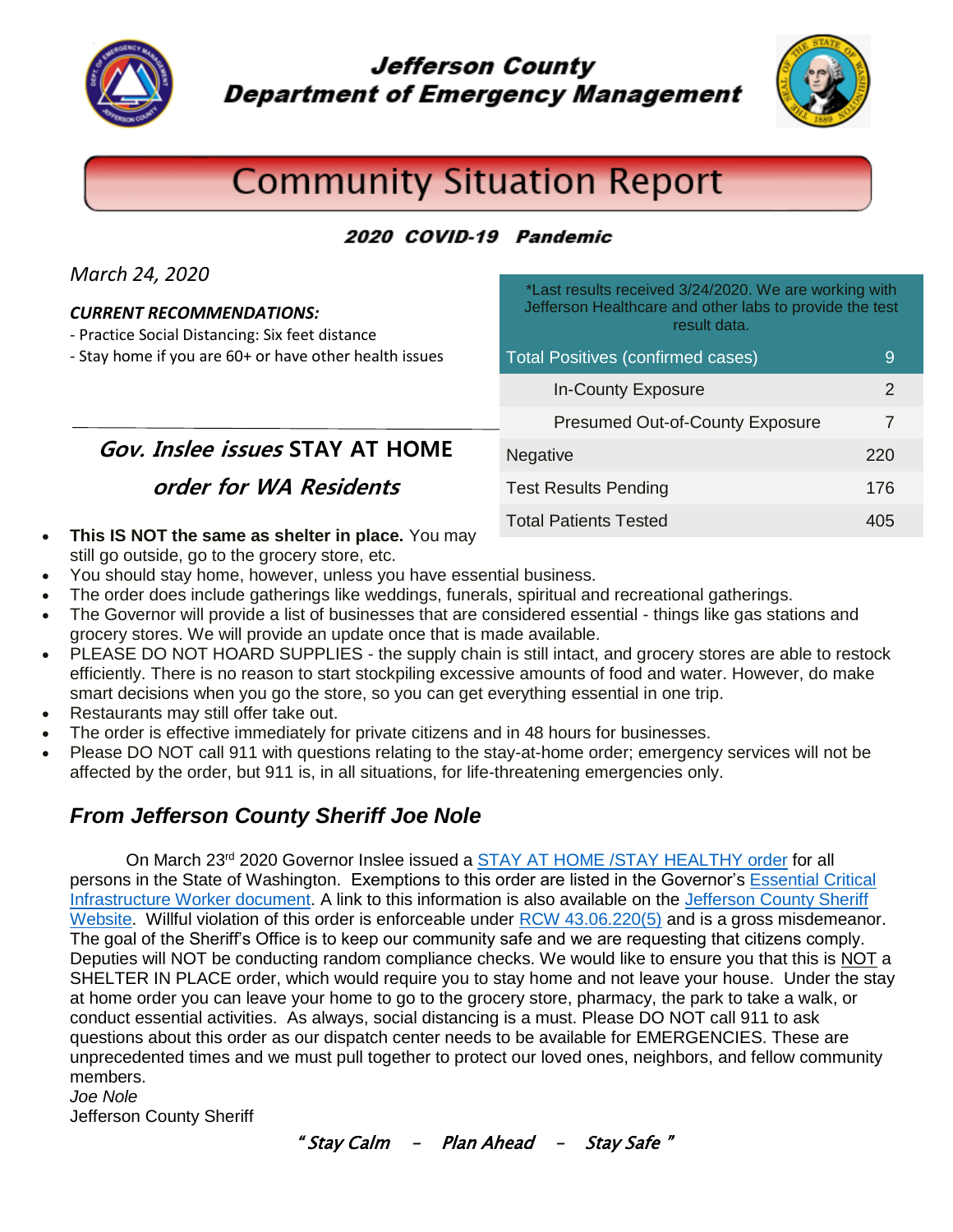# Jefferson County Department of Emergency Management

# Community Situation Report

## 2020 COVID-19 Pandemic

*March 24, 2020*

***CURRENT RECOMMENDATIONS:***

- Practice Social Distancing: Six feet distance
- Stay home if you are 60+ or have other health issues

*Last results received 3/24/2020. We are working with Jefferson Healthcare and other labs to provide the test result data.

| Total Positives (confirmed cases) | 9 |
|---|---|
| In-County Exposure | 2 |
| Presumed Out-of-County Exposure | 7 |
| Negative | 220 |
| Test Results Pending | 176 |
| Total Patients Tested | 405 |

## *Gov. Inslee issues* STAY AT HOME *order for WA Residents*

- **This IS NOT the same as shelter in place.** You may still go outside, go to the grocery store, etc.
- You should stay home, however, unless you have essential business.
- The order does include gatherings like weddings, funerals, spiritual and recreational gatherings.
- The Governor will provide a list of businesses that are considered essential - things like gas stations and grocery stores. We will provide an update once that is made available.
- PLEASE DO NOT HOARD SUPPLIES - the supply chain is still intact, and grocery stores are able to restock efficiently. There is no reason to start stockpiling excessive amounts of food and water. However, do make smart decisions when you go the store, so you can get everything essential in one trip.
- Restaurants may still offer take out.
- The order is effective immediately for private citizens and in 48 hours for businesses.
- Please DO NOT call 911 with questions relating to the stay-at-home order; emergency services will not be affected by the order, but 911 is, in all situations, for life-threatening emergencies only.

## *From Jefferson County Sheriff Joe Nole*

On March 23rd 2020 Governor Inslee issued a STAY AT HOME /STAY HEALTHY order for all persons in the State of Washington. Exemptions to this order are listed in the Governor's Essential Critical Infrastructure Worker document. A link to this information is also available on the Jefferson County Sheriff Website. Willful violation of this order is enforceable under RCW 43.06.220(5) and is a gross misdemeanor. The goal of the Sheriff's Office is to keep our community safe and we are requesting that citizens comply. Deputies will NOT be conducting random compliance checks. We would like to ensure you that this is NOT a SHELTER IN PLACE order, which would require you to stay home and not leave your house. Under the stay at home order you can leave your home to go to the grocery store, pharmacy, the park to take a walk, or conduct essential activities. As always, social distancing is a must. Please DO NOT call 911 to ask questions about this order as our dispatch center needs to be available for EMERGENCIES. These are unprecedented times and we must pull together to protect our loved ones, neighbors, and fellow community members.

*Joe Nole*
Jefferson County Sheriff

*" Stay Calm – Plan Ahead – Stay Safe "*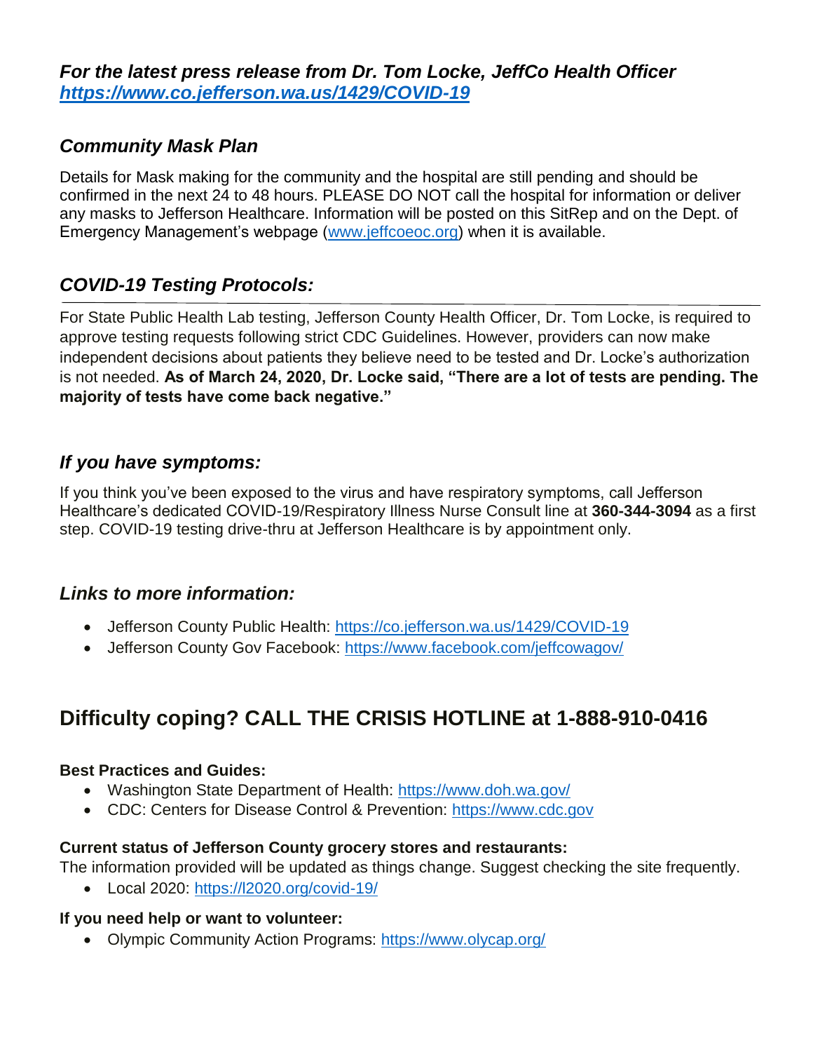### *For the latest press release from Dr. Tom Locke, JeffCo Health Officer* ***https://www.co.jefferson.wa.us/1429/COVID-19***

### *Community Mask Plan*

Details for Mask making for the community and the hospital are still pending and should be confirmed in the next 24 to 48 hours. PLEASE DO NOT call the hospital for information or deliver any masks to Jefferson Healthcare. Information will be posted on this SitRep and on the Dept. of Emergency Management's webpage (www.jeffcoeoc.org) when it is available.

### *COVID-19 Testing Protocols:*

For State Public Health Lab testing, Jefferson County Health Officer, Dr. Tom Locke, is required to approve testing requests following strict CDC Guidelines. However, providers can now make independent decisions about patients they believe need to be tested and Dr. Locke's authorization is not needed. **As of March 24, 2020, Dr. Locke said, "There are a lot of tests are pending. The majority of tests have come back negative."**

### *If you have symptoms:*

If you think you've been exposed to the virus and have respiratory symptoms, call Jefferson Healthcare's dedicated COVID-19/Respiratory Illness Nurse Consult line at **360-344-3094** as a first step. COVID-19 testing drive-thru at Jefferson Healthcare is by appointment only.

### *Links to more information:*

- Jefferson County Public Health: https://co.jefferson.wa.us/1429/COVID-19
- Jefferson County Gov Facebook: https://www.facebook.com/jeffcowagov/

## Difficulty coping? CALL THE CRISIS HOTLINE at 1-888-910-0416

**Best Practices and Guides:**

- Washington State Department of Health: https://www.doh.wa.gov/
- CDC: Centers for Disease Control & Prevention: https://www.cdc.gov

**Current status of Jefferson County grocery stores and restaurants:**

The information provided will be updated as things change. Suggest checking the site frequently.

- Local 2020: https://l2020.org/covid-19/

**If you need help or want to volunteer:**

- Olympic Community Action Programs: https://www.olycap.org/